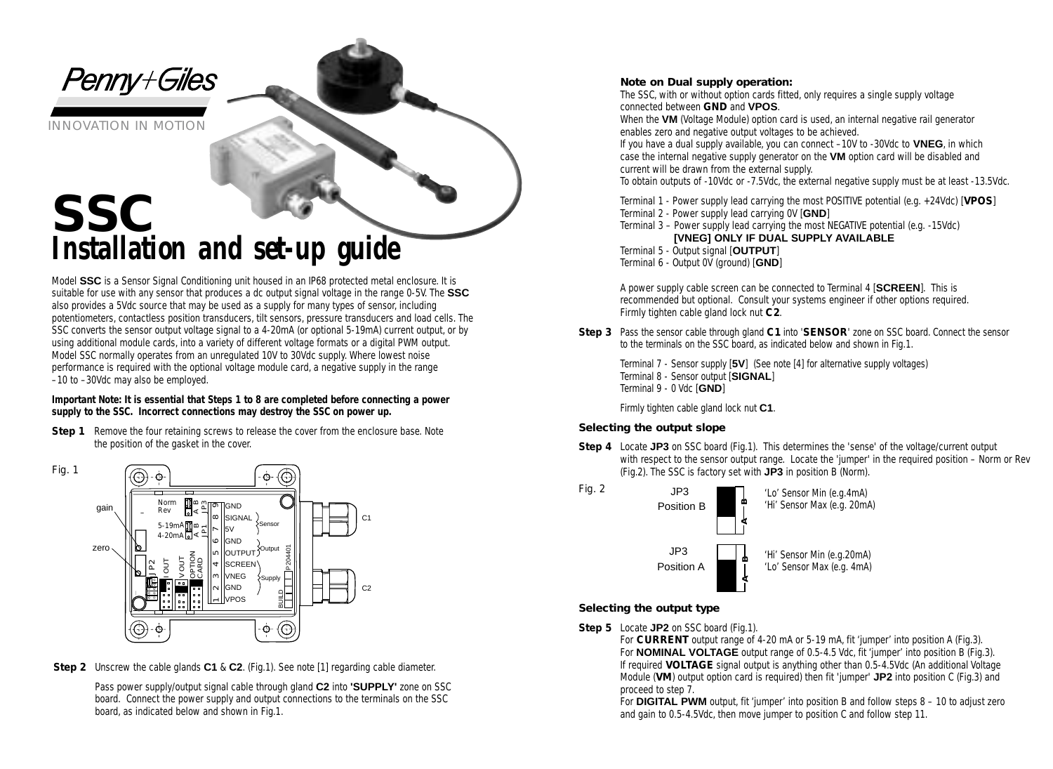Penny+Giles

INNOVATION IN MOTION

# SSC
## Installation and set-up guide

Model **SSC** is a Sensor Signal Conditioning unit housed in an IP68 protected metal enclosure. It is suitable for use with any sensor that produces a dc output signal voltage in the range 0-5V. The **SSC** also provides a 5Vdc source that may be used as a supply for many types of sensor, including potentiometers, contactless position transducers, tilt sensors, pressure transducers and load cells. The SSC converts the sensor output voltage signal to a 4-20mA (or optional 5-19mA) current output, or by using additional module cards, into a variety of different voltage formats or a digital PWM output. Model SSC normally operates from an unregulated 10V to 30Vdc supply. Where lowest noise performance is required with the optional voltage module card, a negative supply in the range –10 to –30Vdc may also be employed.

**Important Note: It is essential that Steps 1 to 8 are completed before connecting a power supply to the SSC. Incorrect connections may destroy the SSC on power up.**

**Step 1** Remove the four retaining screws to release the cover from the enclosure base. Note the position of the gasket in the cover.

Fig. 1

**Step 2** Unscrew the cable glands **C1** & **C2**. (Fig.1). See note [1] regarding cable diameter.

Pass power supply/output signal cable through gland **C2** into **'SUPPLY'** zone on SSC board. Connect the power supply and output connections to the terminals on the SSC board, as indicated below and shown in Fig.1.

**Note on Dual supply operation:**

The SSC, with or without option cards fitted, only requires a single supply voltage connected between **GND** and **VPOS**.

When the **VM** (Voltage Module) option card is used, an internal negative rail generator enables zero and negative output voltages to be achieved.

If you have a dual supply available, you can connect –10V to -30Vdc to **VNEG**, in which case the internal negative supply generator on the **VM** option card will be disabled and current will be drawn from the external supply.

To obtain outputs of -10Vdc or -7.5Vdc, the external negative supply must be at least -13.5Vdc.

Terminal 1 - Power supply lead carrying the most POSITIVE potential (e.g. +24Vdc) [**VPOS**]
Terminal 2 - Power supply lead carrying 0V [**GND**]
Terminal 3 – Power supply lead carrying the most NEGATIVE potential (e.g. -15Vdc)
**[VNEG] ONLY IF DUAL SUPPLY AVAILABLE**
Terminal 5 - Output signal [**OUTPUT**]
Terminal 6 - Output 0V (ground) [**GND**]

A power supply cable screen can be connected to Terminal 4 [**SCREEN**]. This is recommended but optional. Consult your systems engineer if other options required. Firmly tighten cable gland lock nut **C2**.

**Step 3** Pass the sensor cable through gland **C1** into '**SENSOR**' zone on SSC board. Connect the sensor to the terminals on the SSC board, as indicated below and shown in Fig.1.

Terminal 7 - Sensor supply [**5V**] (See note [4] for alternative supply voltages)
Terminal 8 - Sensor output [**SIGNAL**]
Terminal 9 - 0 Vdc [**GND**]

Firmly tighten cable gland lock nut **C1**.

### Selecting the output slope

**Step 4** Locate **JP3** on SSC board (Fig.1). This determines the 'sense' of the voltage/current output with respect to the sensor output range. Locate the 'jumper' in the required position – Norm or Rev (Fig.2). The SSC is factory set with **JP3** in position B (Norm).

Fig. 2

JP3 Position B: 'Lo' Sensor Min (e.g.4mA) 'Hi' Sensor Max (e.g. 20mA)

JP3 Position A: 'Hi' Sensor Min (e.g.20mA) 'Lo' Sensor Max (e.g. 4mA)

### Selecting the output type

**Step 5** Locate **JP2** on SSC board (Fig.1).

For **CURRENT** output range of 4-20 mA or 5-19 mA, fit 'jumper' into position A (Fig.3).

For **NOMINAL VOLTAGE** output range of 0.5-4.5 Vdc, fit 'jumper' into position B (Fig.3).

If required **VOLTAGE** signal output is anything other than 0.5-4.5Vdc (An additional Voltage Module (**VM**) output option card is required) then fit 'jumper' **JP2** into position C (Fig.3) and proceed to step 7.

For **DIGITAL PWM** output, fit 'jumper' into position B and follow steps 8 – 10 to adjust zero and gain to 0.5-4.5Vdc, then move jumper to position C and follow step 11.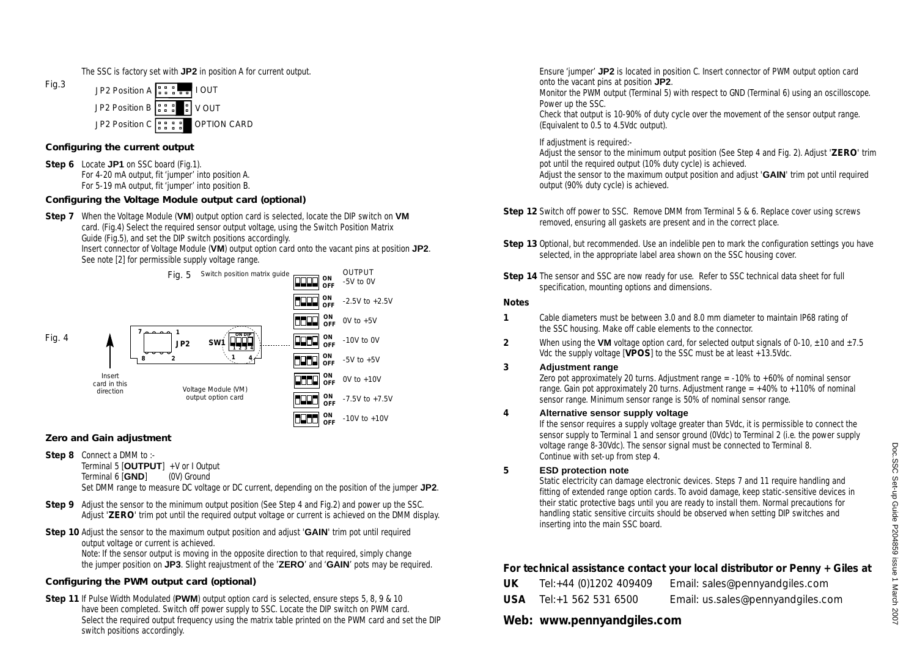The SSC is factory set with **JP2** in position A for current output.

Fig.3

JP2 Position A — I OUT

JP2 Position B — V OUT

JP2 Position C — OPTION CARD

### Configuring the current output

**Step 6** Locate **JP1** on SSC board (Fig.1).
For 4-20 mA output, fit 'jumper' into position A.
For 5-19 mA output, fit 'jumper' into position B.

### Configuring the Voltage Module output card (optional)

**Step 7** When the Voltage Module (**VM**) output option card is selected, locate the DIP switch on **VM** card. (Fig.4) Select the required sensor output voltage, using the Switch Position Matrix Guide (Fig.5), and set the DIP switch positions accordingly.
Insert connector of Voltage Module (**VM**) output option card onto the vacant pins at position **JP2**.
See note [2] for permissible supply voltage range.

Fig. 5 Switch position matrix guide

OUTPUT
- -5V to 0V
- -2.5V to +2.5V
- 0V to +5V
- -10V to 0V
- -5V to +5V
- 0V to +10V
- -7.5V to +7.5V
- -10V to +10V

Fig. 4

JP2 SW1 ON DIP 1 2 3 4

Insert card in this direction

Voltage Module (VM) output option card

### Zero and Gain adjustment

**Step 8** Connect a DMM to :-
Terminal 5 [**OUTPUT**] +V or I Output
Terminal 6 [**GND**] (0V) Ground
Set DMM range to measure DC voltage or DC current, depending on the position of the jumper **JP2**.

**Step 9** Adjust the sensor to the minimum output position (See Step 4 and Fig.2) and power up the SSC.
Adjust '**ZERO**' trim pot until the required output voltage or current is achieved on the DMM display.

**Step 10** Adjust the sensor to the maximum output position and adjust '**GAIN**' trim pot until required output voltage or current is achieved.
Note: If the sensor output is moving in the opposite direction to that required, simply change the jumper position on **JP3**. Slight reajustment of the '**ZERO**' and '**GAIN**' pots may be required.

### Configuring the PWM output card (optional)

**Step 11** If Pulse Width Modulated (**PWM**) output option card is selected, ensure steps 5, 8, 9 & 10 have been completed. Switch off power supply to SSC. Locate the DIP switch on PWM card.
Select the required output frequency using the matrix table printed on the PWM card and set the DIP switch positions accordingly.
Ensure 'jumper' **JP2** is located in position C. Insert connector of PWM output option card onto the vacant pins at position **JP2**.
Monitor the PWM output (Terminal 5) with respect to GND (Terminal 6) using an oscilloscope.
Power up the SSC.
Check that output is 10-90% of duty cycle over the movement of the sensor output range.
(Equivalent to 0.5 to 4.5Vdc output).

If adjustment is required:-
Adjust the sensor to the minimum output position (See Step 4 and Fig. 2). Adjust '**ZERO**' trim pot until the required output (10% duty cycle) is achieved.
Adjust the sensor to the maximum output position and adjust '**GAIN**' trim pot until required output (90% duty cycle) is achieved.

**Step 12** Switch off power to SSC. Remove DMM from Terminal 5 & 6. Replace cover using screws removed, ensuring all gaskets are present and in the correct place.

**Step 13** Optional, but recommended. Use an indelible pen to mark the configuration settings you have selected, in the appropriate label area shown on the SSC housing cover.

**Step 14** The sensor and SSC are now ready for use. Refer to SSC technical data sheet for full specification, mounting options and dimensions.

### Notes

**1** Cable diameters must be between 3.0 and 8.0 mm diameter to maintain IP68 rating of the SSC housing. Make off cable elements to the connector.

**2** When using the **VM** voltage option card, for selected output signals of 0-10, ±10 and ±7.5 Vdc the supply voltage [**VPOS**] to the SSC must be at least +13.5Vdc.

**3** **Adjustment range**
Zero pot approximately 20 turns. Adjustment range = -10% to +60% of nominal sensor range. Gain pot approximately 20 turns. Adjustment range = +40% to +110% of nominal sensor range. Minimum sensor range is 50% of nominal sensor range.

**4** **Alternative sensor supply voltage**
If the sensor requires a supply voltage greater than 5Vdc, it is permissible to connect the sensor supply to Terminal 1 and sensor ground (0Vdc) to Terminal 2 (i.e. the power supply voltage range 8-30Vdc). The sensor signal must be connected to Terminal 8.
Continue with set-up from step 4.

**5** **ESD protection note**
Static electricity can damage electronic devices. Steps 7 and 11 require handling and fitting of extended range option cards. To avoid damage, keep static-sensitive devices in their static protective bags until you are ready to install them. Normal precautions for handling static sensitive circuits should be observed when setting DIP switches and inserting into the main SSC board.

**For technical assistance contact your local distributor or Penny + Giles at**

**UK** Tel:+44 (0)1202 409409 Email: sales@pennyandgiles.com

**USA** Tel:+1 562 531 6500 Email: us.sales@pennyandgiles.com

**Web: www.pennyandgiles.com**